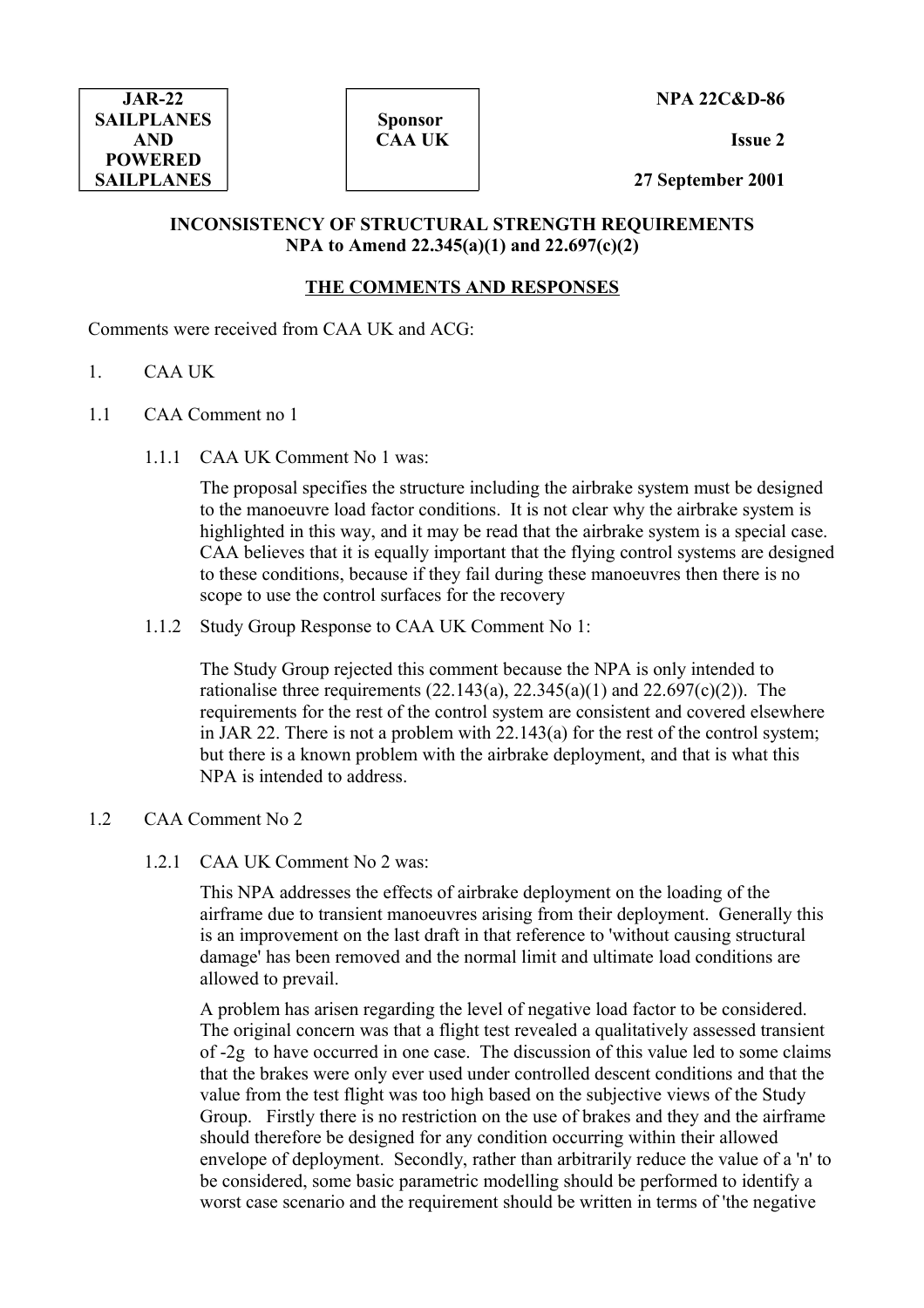| JAR-22 SAILPLANES AND POWERED SAILPLANES | Sponsor CAA UK | NPA 22C&D-86<br>Issue 2<br>27 September 2001 |
|---|---|---|

**INCONSISTENCY OF STRUCTURAL STRENGTH REQUIREMENTS**
**NPA to Amend 22.345(a)(1) and 22.697(c)(2)**

**THE COMMENTS AND RESPONSES**

Comments were received from CAA UK and ACG:

1. CAA UK

1.1 CAA Comment no 1

1.1.1 CAA UK Comment No 1 was:

The proposal specifies the structure including the airbrake system must be designed to the manoeuvre load factor conditions. It is not clear why the airbrake system is highlighted in this way, and it may be read that the airbrake system is a special case. CAA believes that it is equally important that the flying control systems are designed to these conditions, because if they fail during these manoeuvres then there is no scope to use the control surfaces for the recovery

1.1.2 Study Group Response to CAA UK Comment No 1:

The Study Group rejected this comment because the NPA is only intended to rationalise three requirements (22.143(a), 22.345(a)(1) and 22.697(c)(2)). The requirements for the rest of the control system are consistent and covered elsewhere in JAR 22. There is not a problem with 22.143(a) for the rest of the control system; but there is a known problem with the airbrake deployment, and that is what this NPA is intended to address.

1.2 CAA Comment No 2

1.2.1 CAA UK Comment No 2 was:

This NPA addresses the effects of airbrake deployment on the loading of the airframe due to transient manoeuvres arising from their deployment. Generally this is an improvement on the last draft in that reference to 'without causing structural damage' has been removed and the normal limit and ultimate load conditions are allowed to prevail.

A problem has arisen regarding the level of negative load factor to be considered. The original concern was that a flight test revealed a qualitatively assessed transient of -2g to have occurred in one case. The discussion of this value led to some claims that the brakes were only ever used under controlled descent conditions and that the value from the test flight was too high based on the subjective views of the Study Group. Firstly there is no restriction on the use of brakes and they and the airframe should therefore be designed for any condition occurring within their allowed envelope of deployment. Secondly, rather than arbitrarily reduce the value of a 'n' to be considered, some basic parametric modelling should be performed to identify a worst case scenario and the requirement should be written in terms of 'the negative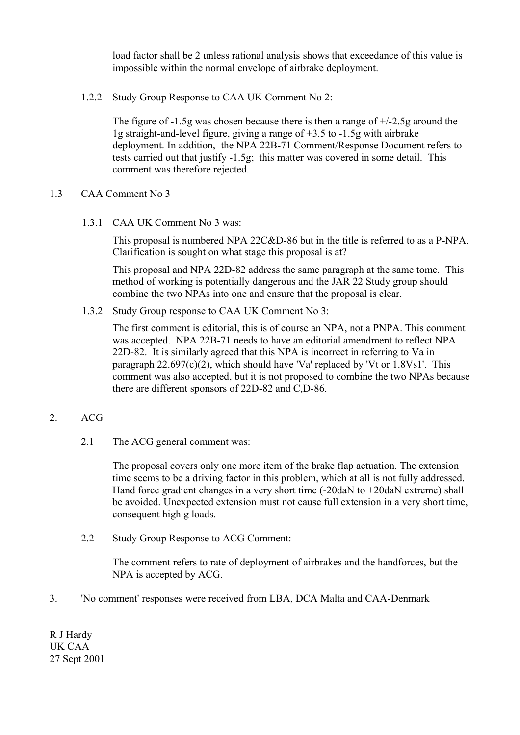load factor shall be 2 unless rational analysis shows that exceedance of this value is impossible within the normal envelope of airbrake deployment.

1.2.2 Study Group Response to CAA UK Comment No 2:

The figure of -1.5g was chosen because there is then a range of +/-2.5g around the 1g straight-and-level figure, giving a range of +3.5 to -1.5g with airbrake deployment. In addition, the NPA 22B-71 Comment/Response Document refers to tests carried out that justify -1.5g; this matter was covered in some detail. This comment was therefore rejected.

1.3 CAA Comment No 3

1.3.1 CAA UK Comment No 3 was:

This proposal is numbered NPA 22C&D-86 but in the title is referred to as a P-NPA. Clarification is sought on what stage this proposal is at?

This proposal and NPA 22D-82 address the same paragraph at the same tome. This method of working is potentially dangerous and the JAR 22 Study group should combine the two NPAs into one and ensure that the proposal is clear.

1.3.2 Study Group response to CAA UK Comment No 3:

The first comment is editorial, this is of course an NPA, not a PNPA. This comment was accepted. NPA 22B-71 needs to have an editorial amendment to reflect NPA 22D-82. It is similarly agreed that this NPA is incorrect in referring to Va in paragraph 22.697(c)(2), which should have 'Va' replaced by 'Vt or 1.8Vs1'. This comment was also accepted, but it is not proposed to combine the two NPAs because there are different sponsors of 22D-82 and C,D-86.

2. ACG

2.1 The ACG general comment was:

The proposal covers only one more item of the brake flap actuation. The extension time seems to be a driving factor in this problem, which at all is not fully addressed. Hand force gradient changes in a very short time (-20daN to +20daN extreme) shall be avoided. Unexpected extension must not cause full extension in a very short time, consequent high g loads.

2.2 Study Group Response to ACG Comment:

The comment refers to rate of deployment of airbrakes and the handforces, but the NPA is accepted by ACG.

3. 'No comment' responses were received from LBA, DCA Malta and CAA-Denmark

R J Hardy
UK CAA
27 Sept 2001